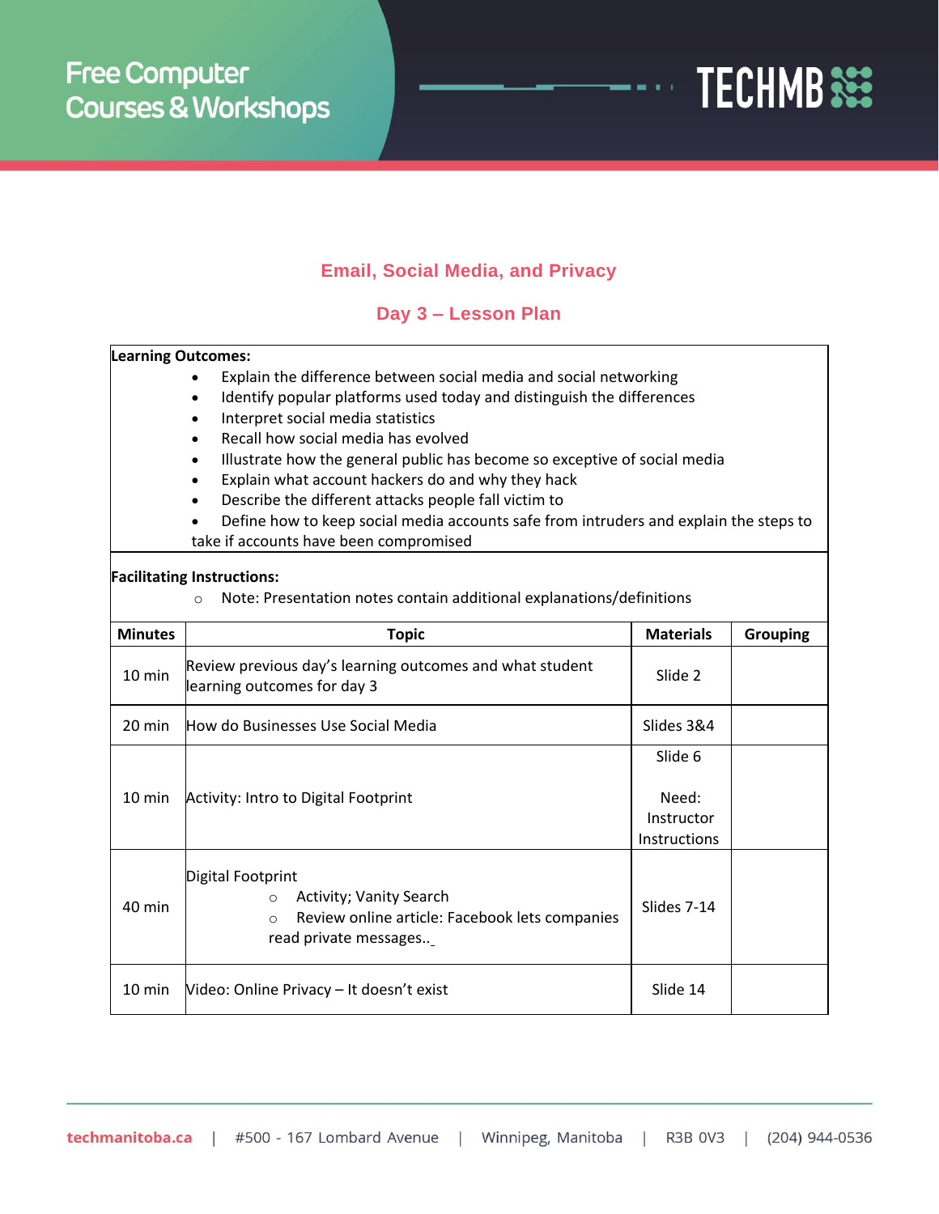Free Computer Courses & Workshops

TECHMB

## Email, Social Media, and Privacy

### Day 3 – Lesson Plan

**Learning Outcomes:**

- Explain the difference between social media and social networking
- Identify popular platforms used today and distinguish the differences
- Interpret social media statistics
- Recall how social media has evolved
- Illustrate how the general public has become so exceptive of social media
- Explain what account hackers do and why they hack
- Describe the different attacks people fall victim to
- Define how to keep social media accounts safe from intruders and explain the steps to take if accounts have been compromised

**Facilitating Instructions:**

- Note: Presentation notes contain additional explanations/definitions

| Minutes | Topic | Materials | Grouping |
| --- | --- | --- | --- |
| 10 min | Review previous day's learning outcomes and what student learning outcomes for day 3 | Slide 2 | |
| 20 min | How do Businesses Use Social Media | Slides 3&4 | |
| 10 min | Activity: Intro to Digital Footprint | Slide 6<br><br>Need: Instructor Instructions | |
| 40 min | Digital Footprint<br>○ Activity; Vanity Search<br>○ Review online article: Facebook lets companies read private messages.. | Slides 7-14 | |
| 10 min | Video: Online Privacy – It doesn't exist | Slide 14 | |

techmanitoba.ca | #500 - 167 Lombard Avenue | Winnipeg, Manitoba | R3B 0V3 | (204) 944-0536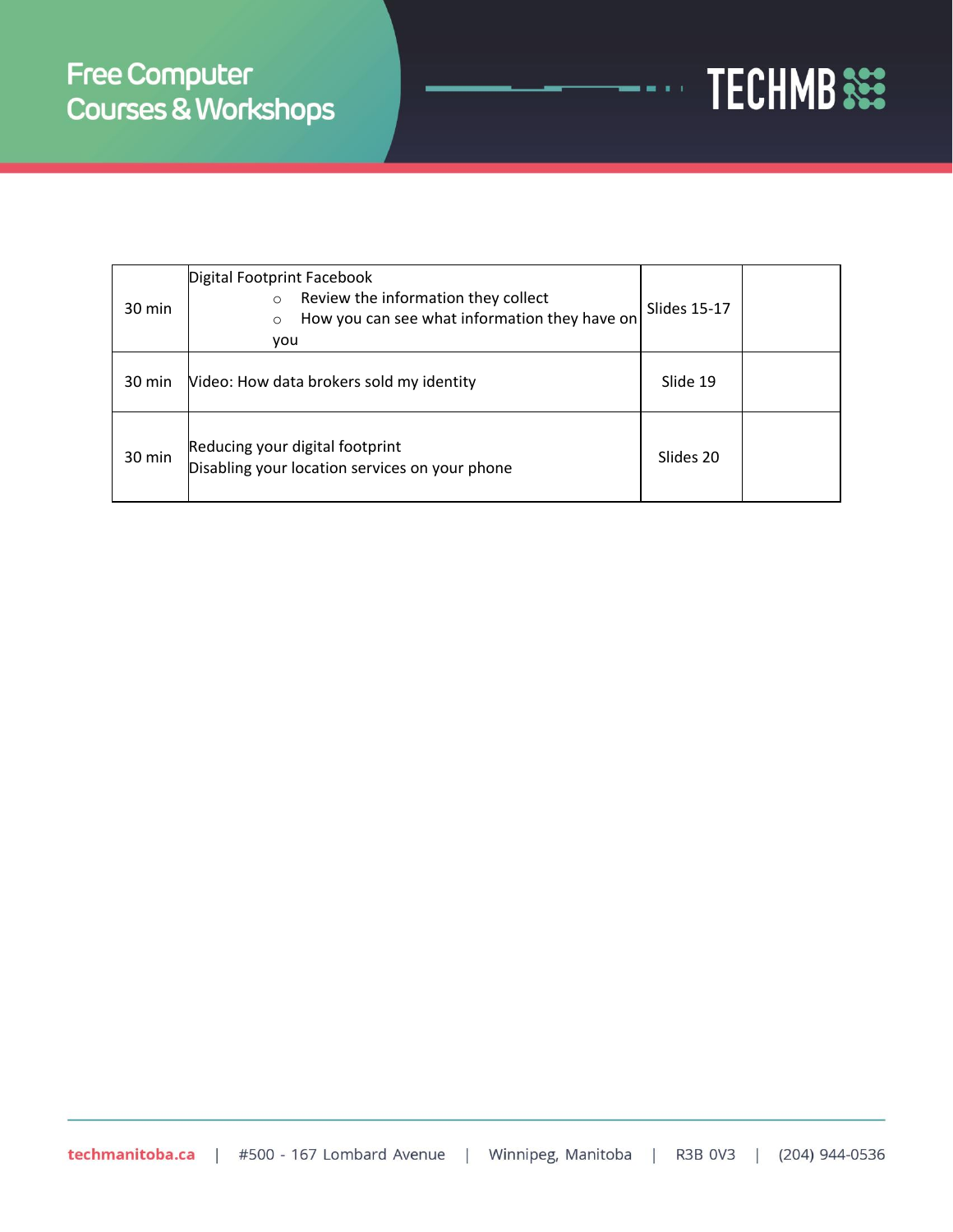| | | | |
|---|---|---|---|
| 30 min | Digital Footprint Facebook<br>○ Review the information they collect<br>○ How you can see what information they have on you | Slides 15-17 | |
| 30 min | Video: How data brokers sold my identity | Slide 19 | |
| 30 min | Reducing your digital footprint<br>Disabling your location services on your phone | Slides 20 | |